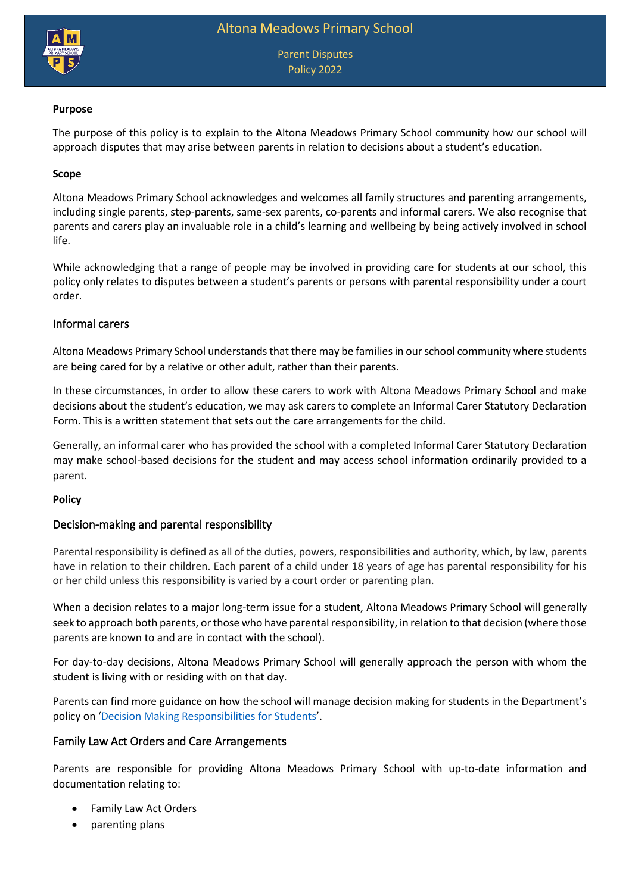# Altona Meadows Primary School

Parent Disputes
Policy 2022

**Purpose**

The purpose of this policy is to explain to the Altona Meadows Primary School community how our school will approach disputes that may arise between parents in relation to decisions about a student's education.

**Scope**

Altona Meadows Primary School acknowledges and welcomes all family structures and parenting arrangements, including single parents, step-parents, same-sex parents, co-parents and informal carers. We also recognise that parents and carers play an invaluable role in a child's learning and wellbeing by being actively involved in school life.

While acknowledging that a range of people may be involved in providing care for students at our school, this policy only relates to disputes between a student's parents or persons with parental responsibility under a court order.

## Informal carers

Altona Meadows Primary School understands that there may be families in our school community where students are being cared for by a relative or other adult, rather than their parents.

In these circumstances, in order to allow these carers to work with Altona Meadows Primary School and make decisions about the student's education, we may ask carers to complete an Informal Carer Statutory Declaration Form. This is a written statement that sets out the care arrangements for the child.

Generally, an informal carer who has provided the school with a completed Informal Carer Statutory Declaration may make school-based decisions for the student and may access school information ordinarily provided to a parent.

**Policy**

## Decision-making and parental responsibility

Parental responsibility is defined as all of the duties, powers, responsibilities and authority, which, by law, parents have in relation to their children. Each parent of a child under 18 years of age has parental responsibility for his or her child unless this responsibility is varied by a court order or parenting plan.

When a decision relates to a major long-term issue for a student, Altona Meadows Primary School will generally seek to approach both parents, or those who have parental responsibility, in relation to that decision (where those parents are known to and are in contact with the school).

For day-to-day decisions, Altona Meadows Primary School will generally approach the person with whom the student is living with or residing with on that day.

Parents can find more guidance on how the school will manage decision making for students in the Department's policy on 'Decision Making Responsibilities for Students'.

## Family Law Act Orders and Care Arrangements

Parents are responsible for providing Altona Meadows Primary School with up-to-date information and documentation relating to:

- Family Law Act Orders
- parenting plans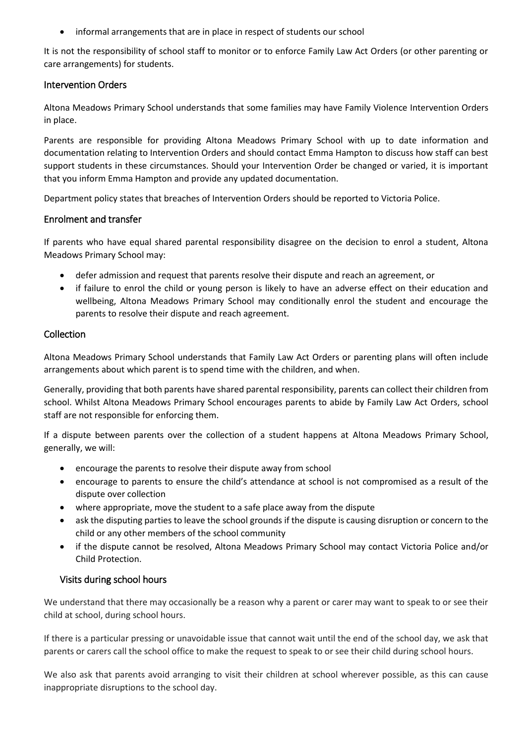- informal arrangements that are in place in respect of students our school

It is not the responsibility of school staff to monitor or to enforce Family Law Act Orders (or other parenting or care arrangements) for students.

## Intervention Orders

Altona Meadows Primary School understands that some families may have Family Violence Intervention Orders in place.

Parents are responsible for providing Altona Meadows Primary School with up to date information and documentation relating to Intervention Orders and should contact Emma Hampton to discuss how staff can best support students in these circumstances. Should your Intervention Order be changed or varied, it is important that you inform Emma Hampton and provide any updated documentation.

Department policy states that breaches of Intervention Orders should be reported to Victoria Police.

## Enrolment and transfer

If parents who have equal shared parental responsibility disagree on the decision to enrol a student, Altona Meadows Primary School may:

- defer admission and request that parents resolve their dispute and reach an agreement, or
- if failure to enrol the child or young person is likely to have an adverse effect on their education and wellbeing, Altona Meadows Primary School may conditionally enrol the student and encourage the parents to resolve their dispute and reach agreement.

## Collection

Altona Meadows Primary School understands that Family Law Act Orders or parenting plans will often include arrangements about which parent is to spend time with the children, and when.

Generally, providing that both parents have shared parental responsibility, parents can collect their children from school. Whilst Altona Meadows Primary School encourages parents to abide by Family Law Act Orders, school staff are not responsible for enforcing them.

If a dispute between parents over the collection of a student happens at Altona Meadows Primary School, generally, we will:

- encourage the parents to resolve their dispute away from school
- encourage to parents to ensure the child's attendance at school is not compromised as a result of the dispute over collection
- where appropriate, move the student to a safe place away from the dispute
- ask the disputing parties to leave the school grounds if the dispute is causing disruption or concern to the child or any other members of the school community
- if the dispute cannot be resolved, Altona Meadows Primary School may contact Victoria Police and/or Child Protection.

### Visits during school hours

We understand that there may occasionally be a reason why a parent or carer may want to speak to or see their child at school, during school hours.

If there is a particular pressing or unavoidable issue that cannot wait until the end of the school day, we ask that parents or carers call the school office to make the request to speak to or see their child during school hours.

We also ask that parents avoid arranging to visit their children at school wherever possible, as this can cause inappropriate disruptions to the school day.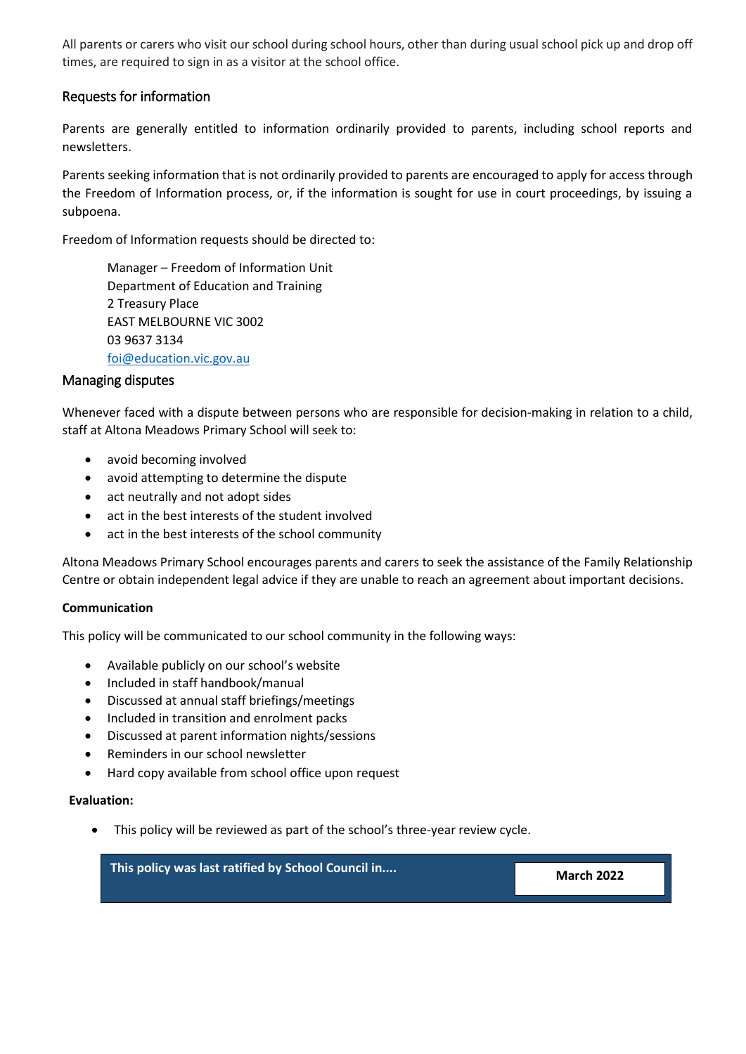All parents or carers who visit our school during school hours, other than during usual school pick up and drop off times, are required to sign in as a visitor at the school office.

## Requests for information

Parents are generally entitled to information ordinarily provided to parents, including school reports and newsletters.

Parents seeking information that is not ordinarily provided to parents are encouraged to apply for access through the Freedom of Information process, or, if the information is sought for use in court proceedings, by issuing a subpoena.

Freedom of Information requests should be directed to:

> Manager – Freedom of Information Unit
> Department of Education and Training
> 2 Treasury Place
> EAST MELBOURNE VIC 3002
> 03 9637 3134
> foi@education.vic.gov.au

## Managing disputes

Whenever faced with a dispute between persons who are responsible for decision-making in relation to a child, staff at Altona Meadows Primary School will seek to:

- avoid becoming involved
- avoid attempting to determine the dispute
- act neutrally and not adopt sides
- act in the best interests of the student involved
- act in the best interests of the school community

Altona Meadows Primary School encourages parents and carers to seek the assistance of the Family Relationship Centre or obtain independent legal advice if they are unable to reach an agreement about important decisions.

**Communication**

This policy will be communicated to our school community in the following ways:

- Available publicly on our school's website
- Included in staff handbook/manual
- Discussed at annual staff briefings/meetings
- Included in transition and enrolment packs
- Discussed at parent information nights/sessions
- Reminders in our school newsletter
- Hard copy available from school office upon request

**Evaluation:**

- This policy will be reviewed as part of the school's three-year review cycle.

| | |
|---|---|
| **This policy was last ratified by School Council in....** | **March 2022** |